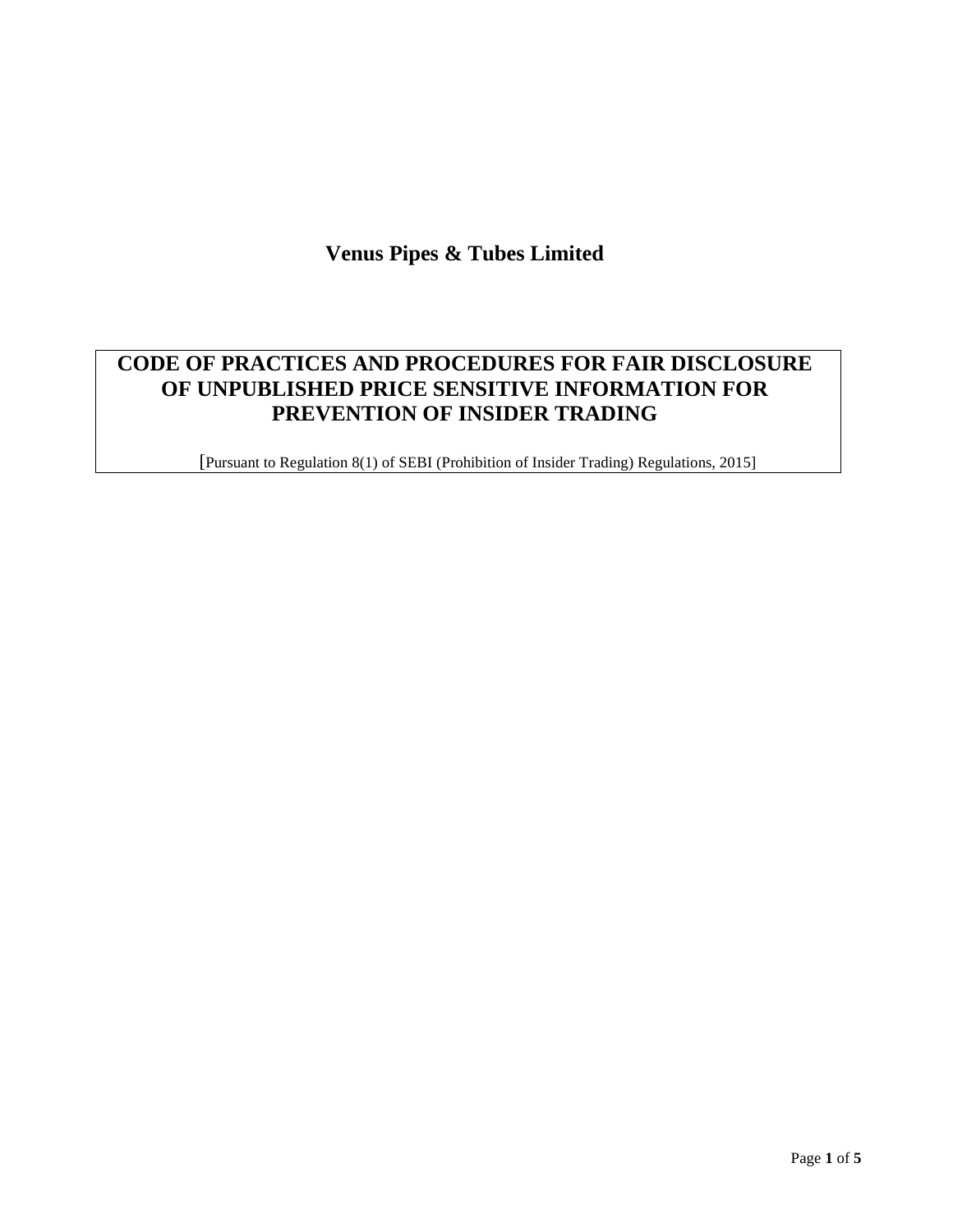**Venus Pipes & Tubes Limited**

# CODE OF PRACTICES AND PROCEDURES FOR FAIR DISCLOSURE OF UNPUBLISHED PRICE SENSITIVE INFORMATION FOR PREVENTION OF INSIDER TRADING

[Pursuant to Regulation 8(1) of SEBI (Prohibition of Insider Trading) Regulations, 2015]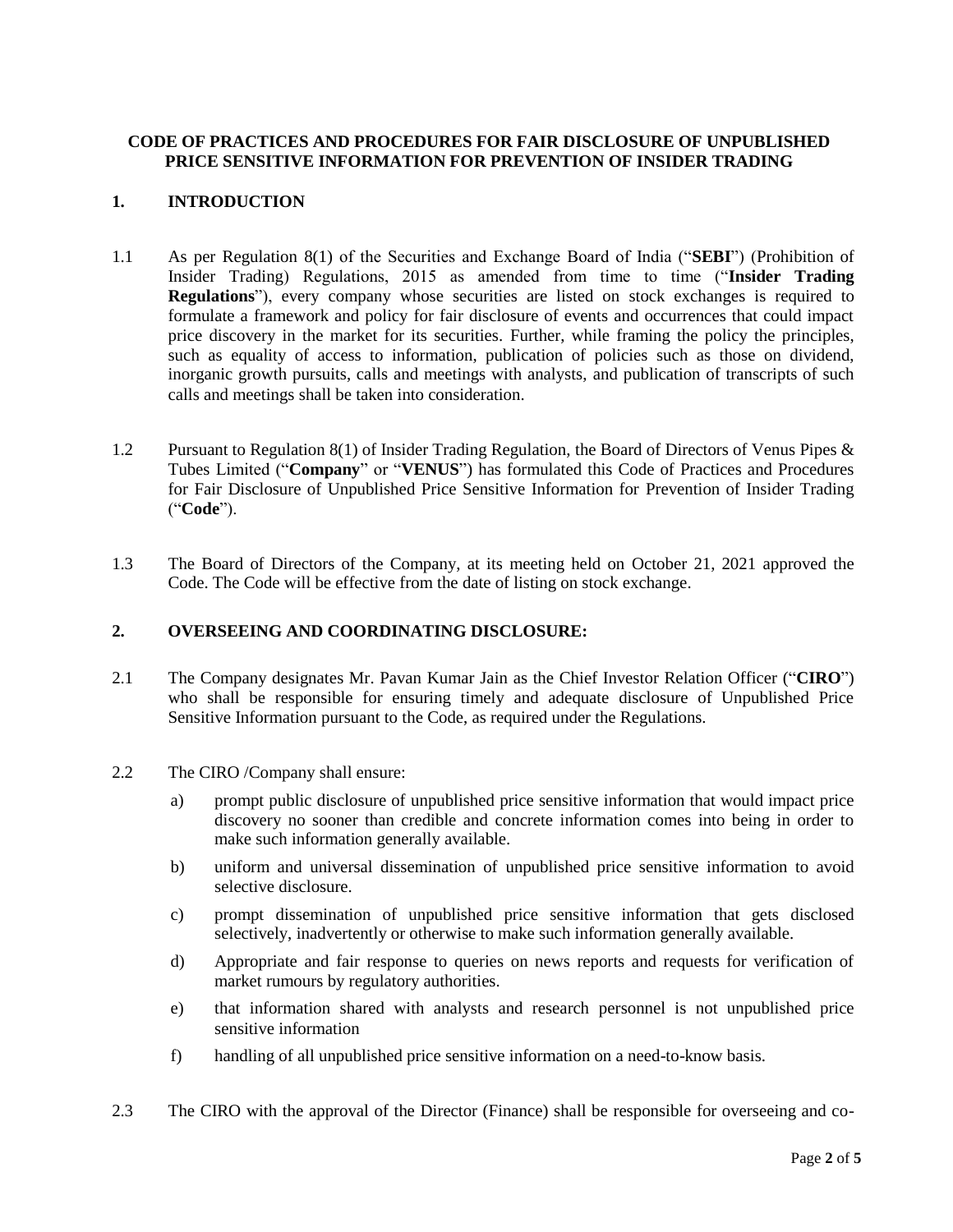**CODE OF PRACTICES AND PROCEDURES FOR FAIR DISCLOSURE OF UNPUBLISHED PRICE SENSITIVE INFORMATION FOR PREVENTION OF INSIDER TRADING**

## 1. INTRODUCTION

1.1 As per Regulation 8(1) of the Securities and Exchange Board of India ("**SEBI**") (Prohibition of Insider Trading) Regulations, 2015 as amended from time to time ("**Insider Trading Regulations**"), every company whose securities are listed on stock exchanges is required to formulate a framework and policy for fair disclosure of events and occurrences that could impact price discovery in the market for its securities. Further, while framing the policy the principles, such as equality of access to information, publication of policies such as those on dividend, inorganic growth pursuits, calls and meetings with analysts, and publication of transcripts of such calls and meetings shall be taken into consideration.

1.2 Pursuant to Regulation 8(1) of Insider Trading Regulation, the Board of Directors of Venus Pipes & Tubes Limited ("**Company**" or "**VENUS**") has formulated this Code of Practices and Procedures for Fair Disclosure of Unpublished Price Sensitive Information for Prevention of Insider Trading ("**Code**").

1.3 The Board of Directors of the Company, at its meeting held on October 21, 2021 approved the Code. The Code will be effective from the date of listing on stock exchange.

## 2. OVERSEEING AND COORDINATING DISCLOSURE:

2.1 The Company designates Mr. Pavan Kumar Jain as the Chief Investor Relation Officer ("**CIRO**") who shall be responsible for ensuring timely and adequate disclosure of Unpublished Price Sensitive Information pursuant to the Code, as required under the Regulations.

2.2 The CIRO /Company shall ensure:

a) prompt public disclosure of unpublished price sensitive information that would impact price discovery no sooner than credible and concrete information comes into being in order to make such information generally available.

b) uniform and universal dissemination of unpublished price sensitive information to avoid selective disclosure.

c) prompt dissemination of unpublished price sensitive information that gets disclosed selectively, inadvertently or otherwise to make such information generally available.

d) Appropriate and fair response to queries on news reports and requests for verification of market rumours by regulatory authorities.

e) that information shared with analysts and research personnel is not unpublished price sensitive information

f) handling of all unpublished price sensitive information on a need-to-know basis.

2.3 The CIRO with the approval of the Director (Finance) shall be responsible for overseeing and co-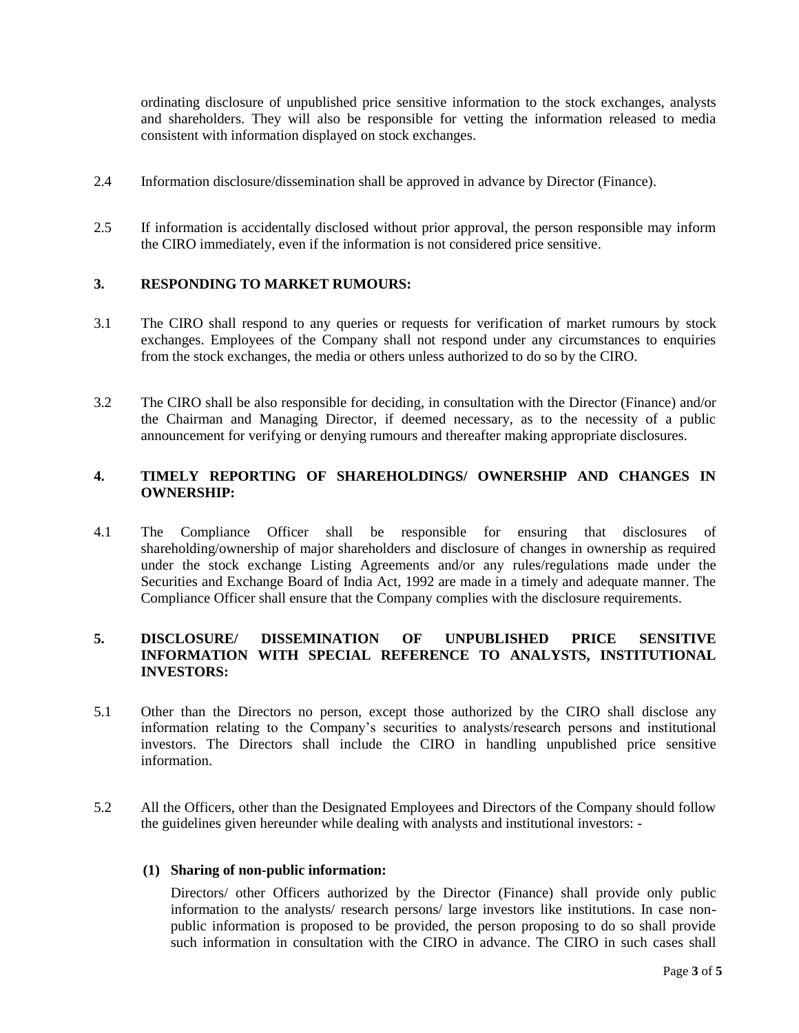ordinating disclosure of unpublished price sensitive information to the stock exchanges, analysts and shareholders. They will also be responsible for vetting the information released to media consistent with information displayed on stock exchanges.

2.4 Information disclosure/dissemination shall be approved in advance by Director (Finance).

2.5 If information is accidentally disclosed without prior approval, the person responsible may inform the CIRO immediately, even if the information is not considered price sensitive.

## 3. RESPONDING TO MARKET RUMOURS:

3.1 The CIRO shall respond to any queries or requests for verification of market rumours by stock exchanges. Employees of the Company shall not respond under any circumstances to enquiries from the stock exchanges, the media or others unless authorized to do so by the CIRO.

3.2 The CIRO shall be also responsible for deciding, in consultation with the Director (Finance) and/or the Chairman and Managing Director, if deemed necessary, as to the necessity of a public announcement for verifying or denying rumours and thereafter making appropriate disclosures.

## 4. TIMELY REPORTING OF SHAREHOLDINGS/ OWNERSHIP AND CHANGES IN OWNERSHIP:

4.1 The Compliance Officer shall be responsible for ensuring that disclosures of shareholding/ownership of major shareholders and disclosure of changes in ownership as required under the stock exchange Listing Agreements and/or any rules/regulations made under the Securities and Exchange Board of India Act, 1992 are made in a timely and adequate manner. The Compliance Officer shall ensure that the Company complies with the disclosure requirements.

## 5. DISCLOSURE/ DISSEMINATION OF UNPUBLISHED PRICE SENSITIVE INFORMATION WITH SPECIAL REFERENCE TO ANALYSTS, INSTITUTIONAL INVESTORS:

5.1 Other than the Directors no person, except those authorized by the CIRO shall disclose any information relating to the Company's securities to analysts/research persons and institutional investors. The Directors shall include the CIRO in handling unpublished price sensitive information.

5.2 All the Officers, other than the Designated Employees and Directors of the Company should follow the guidelines given hereunder while dealing with analysts and institutional investors: -

**(1) Sharing of non-public information:**

Directors/ other Officers authorized by the Director (Finance) shall provide only public information to the analysts/ research persons/ large investors like institutions. In case non-public information is proposed to be provided, the person proposing to do so shall provide such information in consultation with the CIRO in advance. The CIRO in such cases shall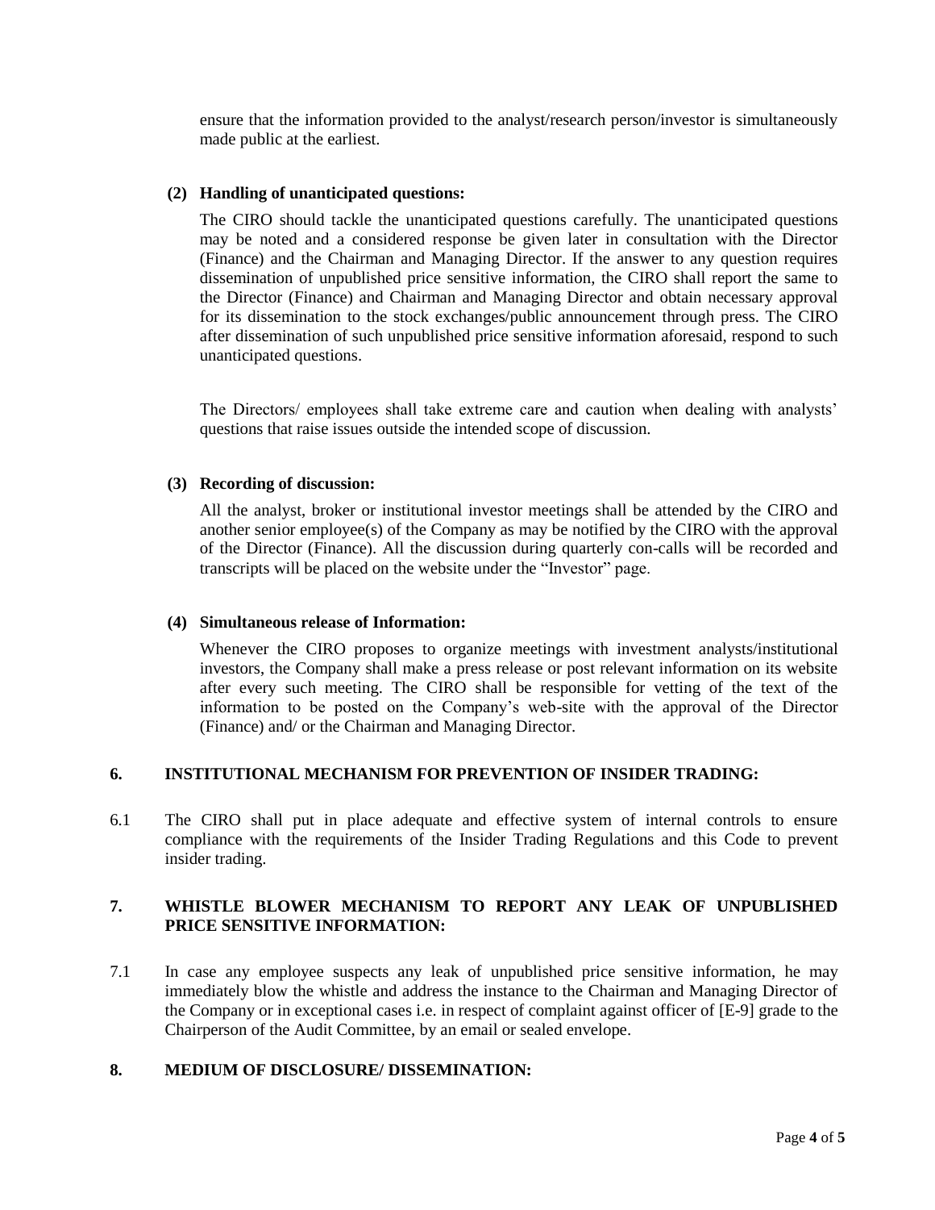ensure that the information provided to the analyst/research person/investor is simultaneously made public at the earliest.

**(2) Handling of unanticipated questions:**

The CIRO should tackle the unanticipated questions carefully. The unanticipated questions may be noted and a considered response be given later in consultation with the Director (Finance) and the Chairman and Managing Director. If the answer to any question requires dissemination of unpublished price sensitive information, the CIRO shall report the same to the Director (Finance) and Chairman and Managing Director and obtain necessary approval for its dissemination to the stock exchanges/public announcement through press. The CIRO after dissemination of such unpublished price sensitive information aforesaid, respond to such unanticipated questions.

The Directors/ employees shall take extreme care and caution when dealing with analysts' questions that raise issues outside the intended scope of discussion.

**(3) Recording of discussion:**

All the analyst, broker or institutional investor meetings shall be attended by the CIRO and another senior employee(s) of the Company as may be notified by the CIRO with the approval of the Director (Finance). All the discussion during quarterly con-calls will be recorded and transcripts will be placed on the website under the "Investor" page.

**(4) Simultaneous release of Information:**

Whenever the CIRO proposes to organize meetings with investment analysts/institutional investors, the Company shall make a press release or post relevant information on its website after every such meeting. The CIRO shall be responsible for vetting of the text of the information to be posted on the Company's web-site with the approval of the Director (Finance) and/ or the Chairman and Managing Director.

## 6. INSTITUTIONAL MECHANISM FOR PREVENTION OF INSIDER TRADING:

6.1 The CIRO shall put in place adequate and effective system of internal controls to ensure compliance with the requirements of the Insider Trading Regulations and this Code to prevent insider trading.

## 7. WHISTLE BLOWER MECHANISM TO REPORT ANY LEAK OF UNPUBLISHED PRICE SENSITIVE INFORMATION:

7.1 In case any employee suspects any leak of unpublished price sensitive information, he may immediately blow the whistle and address the instance to the Chairman and Managing Director of the Company or in exceptional cases i.e. in respect of complaint against officer of [E-9] grade to the Chairperson of the Audit Committee, by an email or sealed envelope.

## 8. MEDIUM OF DISCLOSURE/ DISSEMINATION: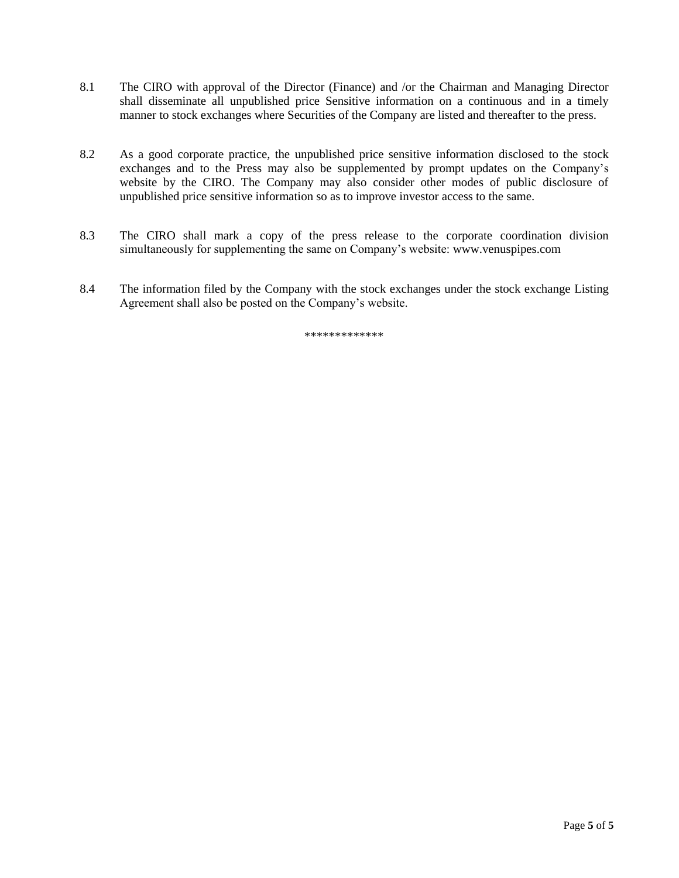8.1 The CIRO with approval of the Director (Finance) and /or the Chairman and Managing Director shall disseminate all unpublished price Sensitive information on a continuous and in a timely manner to stock exchanges where Securities of the Company are listed and thereafter to the press.

8.2 As a good corporate practice, the unpublished price sensitive information disclosed to the stock exchanges and to the Press may also be supplemented by prompt updates on the Company's website by the CIRO. The Company may also consider other modes of public disclosure of unpublished price sensitive information so as to improve investor access to the same.

8.3 The CIRO shall mark a copy of the press release to the corporate coordination division simultaneously for supplementing the same on Company's website: www.venuspipes.com

8.4 The information filed by the Company with the stock exchanges under the stock exchange Listing Agreement shall also be posted on the Company's website.

*************